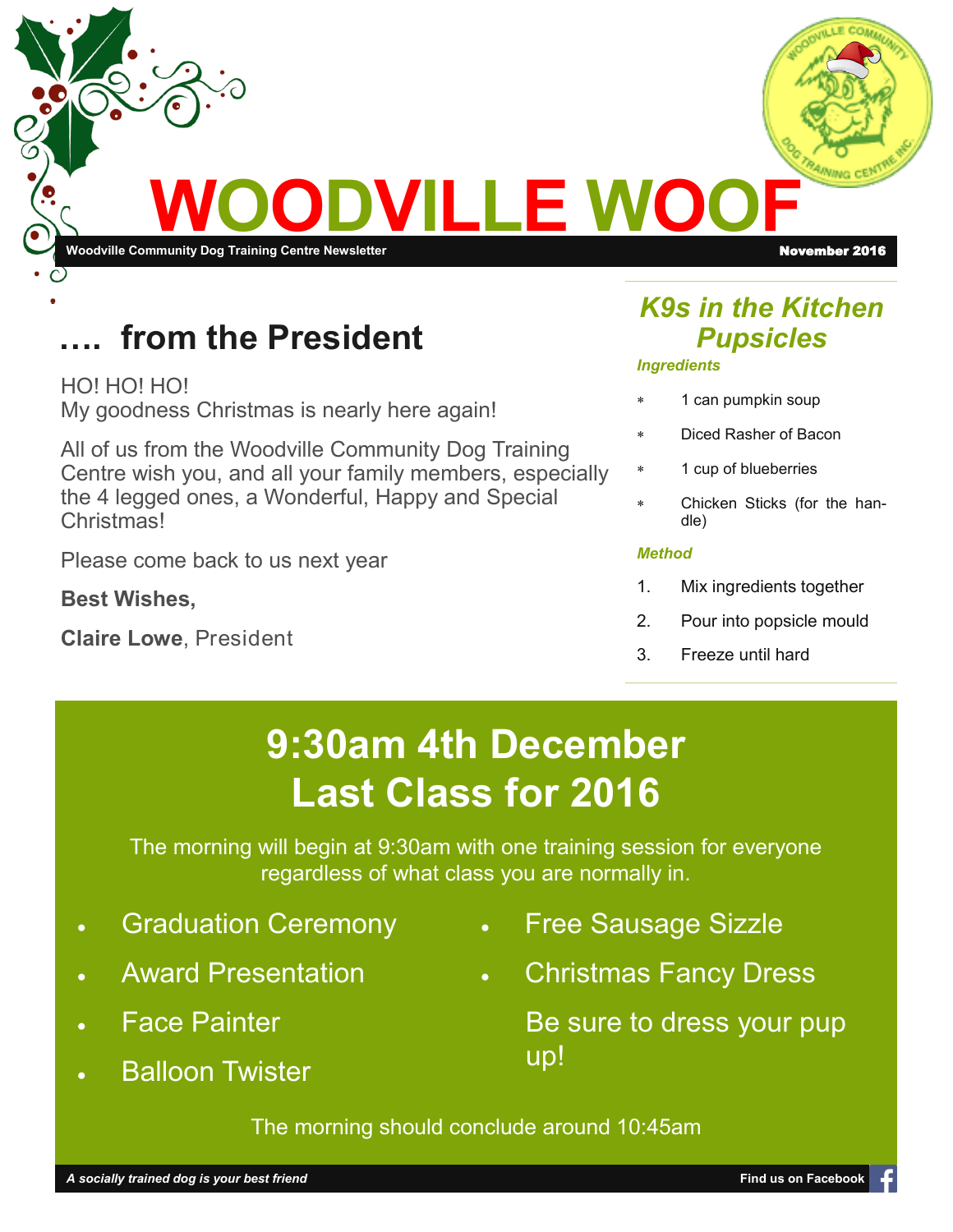# WOODVILLE WOOF

Woodville Community Dog Training Centre Newsletter — November 2016

## …. from the President

HO! HO! HO!
My goodness Christmas is nearly here again!

All of us from the Woodville Community Dog Training Centre wish you, and all your family members, especially the 4 legged ones, a Wonderful, Happy and Special Christmas!

Please come back to us next year

**Best Wishes,**

**Claire Lowe**, President

## K9s in the Kitchen Pupsicles

***Ingredients***

- 1 can pumpkin soup
- Diced Rasher of Bacon
- 1 cup of blueberries
- Chicken Sticks (for the handle)

***Method***

1. Mix ingredients together
2. Pour into popsicle mould
3. Freeze until hard

## 9:30am 4th December Last Class for 2016

The morning will begin at 9:30am with one training session for everyone regardless of what class you are normally in.

- Graduation Ceremony
- Award Presentation
- Face Painter
- Balloon Twister
- Free Sausage Sizzle
- Christmas Fancy Dress

Be sure to dress your pup up!

The morning should conclude around 10:45am

*A socially trained dog is your best friend*

Find us on Facebook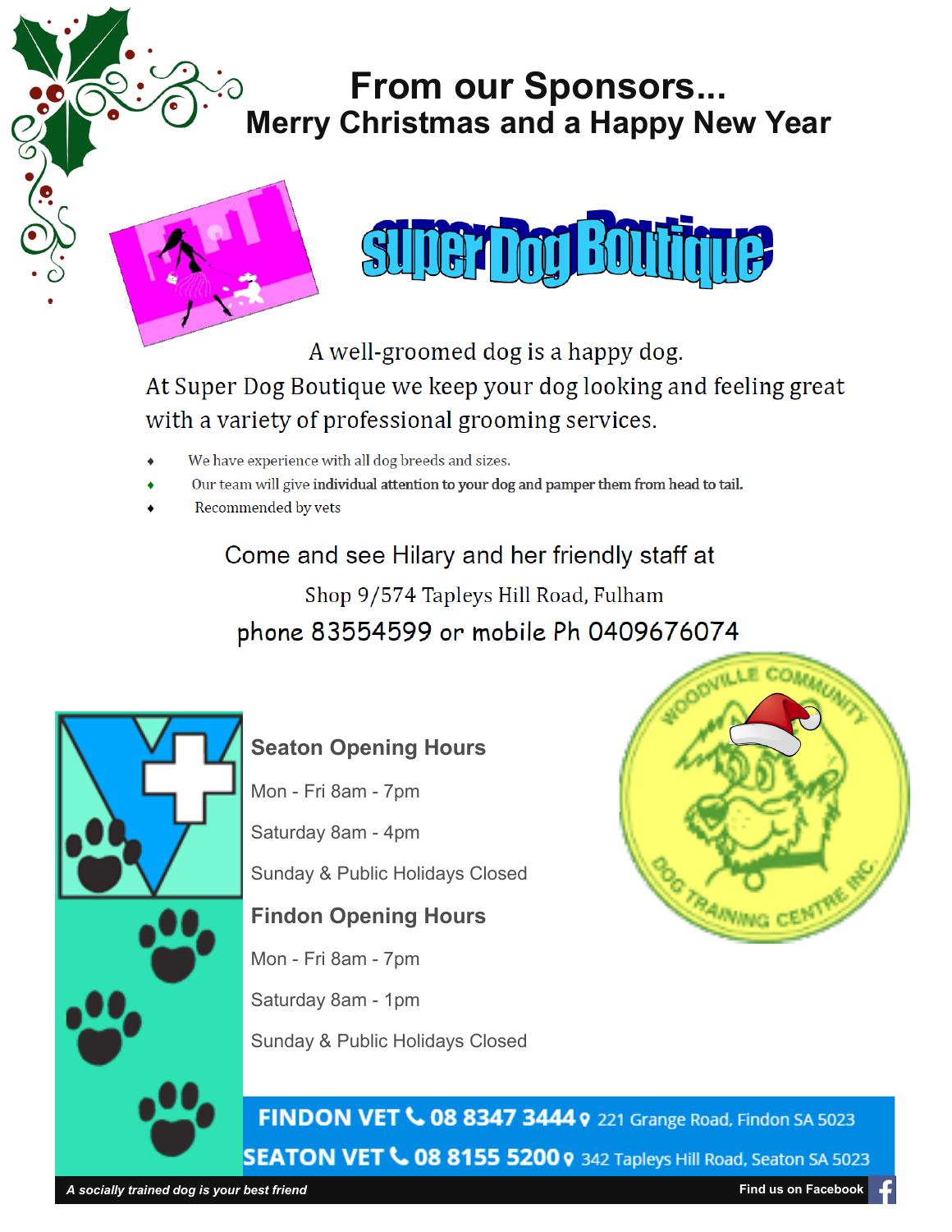# From our Sponsors...

## Merry Christmas and a Happy New Year

## Super Dog Boutique

A well-groomed dog is a happy dog.
At Super Dog Boutique we keep your dog looking and feeling great with a variety of professional grooming services.

- We have experience with all dog breeds and sizes.
- Our team will give individual attention to your dog and pamper them from head to tail.
- Recommended by vets

Come and see Hilary and her friendly staff at

Shop 9/574 Tapleys Hill Road, Fulham

phone 83554599 or mobile Ph 0409676074

**Seaton Opening Hours**

Mon - Fri 8am - 7pm

Saturday 8am - 4pm

Sunday & Public Holidays Closed

**Findon Opening Hours**

Mon - Fri 8am - 7pm

Saturday 8am - 1pm

Sunday & Public Holidays Closed

**FINDON VET** 08 8347 3444 221 Grange Road, Findon SA 5023

**SEATON VET** 08 8155 5200 342 Tapleys Hill Road, Seaton SA 5023

WOODVILLE COMMUNITY DOG TRAINING CENTRE INC.

*A socially trained dog is your best friend*

Find us on Facebook